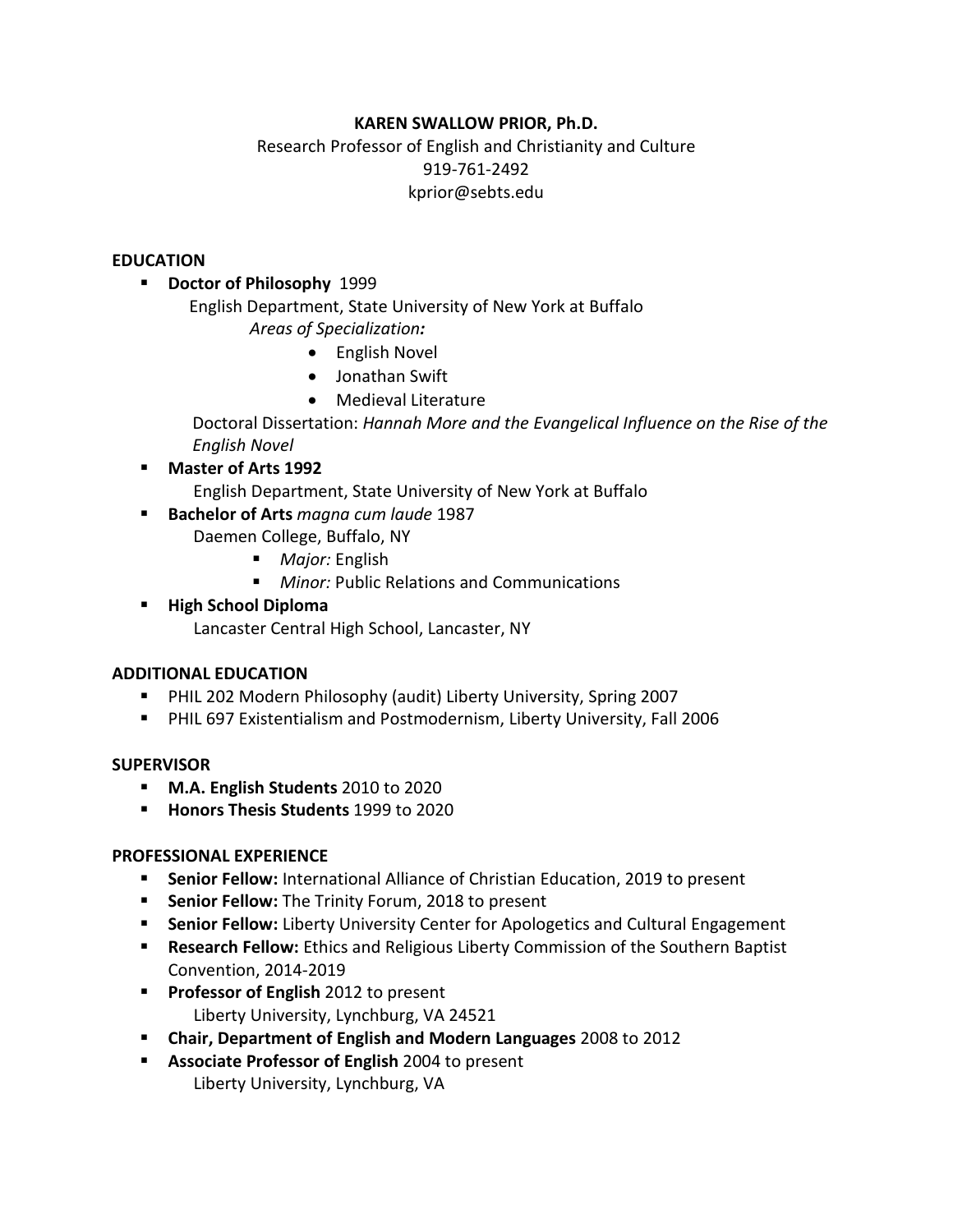**KAREN SWALLOW PRIOR, Ph.D.**

Research Professor of English and Christianity and Culture

919-761-2492

kprior@sebts.edu

## EDUCATION

- **Doctor of Philosophy** 1999
  English Department, State University of New York at Buffalo
  *Areas of Specialization:*
  - English Novel
  - Jonathan Swift
  - Medieval Literature

  Doctoral Dissertation: *Hannah More and the Evangelical Influence on the Rise of the English Novel*
- **Master of Arts 1992**
  English Department, State University of New York at Buffalo
- **Bachelor of Arts** *magna cum laude* 1987
  Daemen College, Buffalo, NY
  - *Major:* English
  - *Minor:* Public Relations and Communications
- **High School Diploma**
  Lancaster Central High School, Lancaster, NY

## ADDITIONAL EDUCATION

- PHIL 202 Modern Philosophy (audit) Liberty University, Spring 2007
- PHIL 697 Existentialism and Postmodernism, Liberty University, Fall 2006

## SUPERVISOR

- **M.A. English Students** 2010 to 2020
- **Honors Thesis Students** 1999 to 2020

## PROFESSIONAL EXPERIENCE

- **Senior Fellow:** International Alliance of Christian Education, 2019 to present
- **Senior Fellow:** The Trinity Forum, 2018 to present
- **Senior Fellow:** Liberty University Center for Apologetics and Cultural Engagement
- **Research Fellow:** Ethics and Religious Liberty Commission of the Southern Baptist Convention, 2014-2019
- **Professor of English** 2012 to present
  Liberty University, Lynchburg, VA 24521
- **Chair, Department of English and Modern Languages** 2008 to 2012
- **Associate Professor of English** 2004 to present
  Liberty University, Lynchburg, VA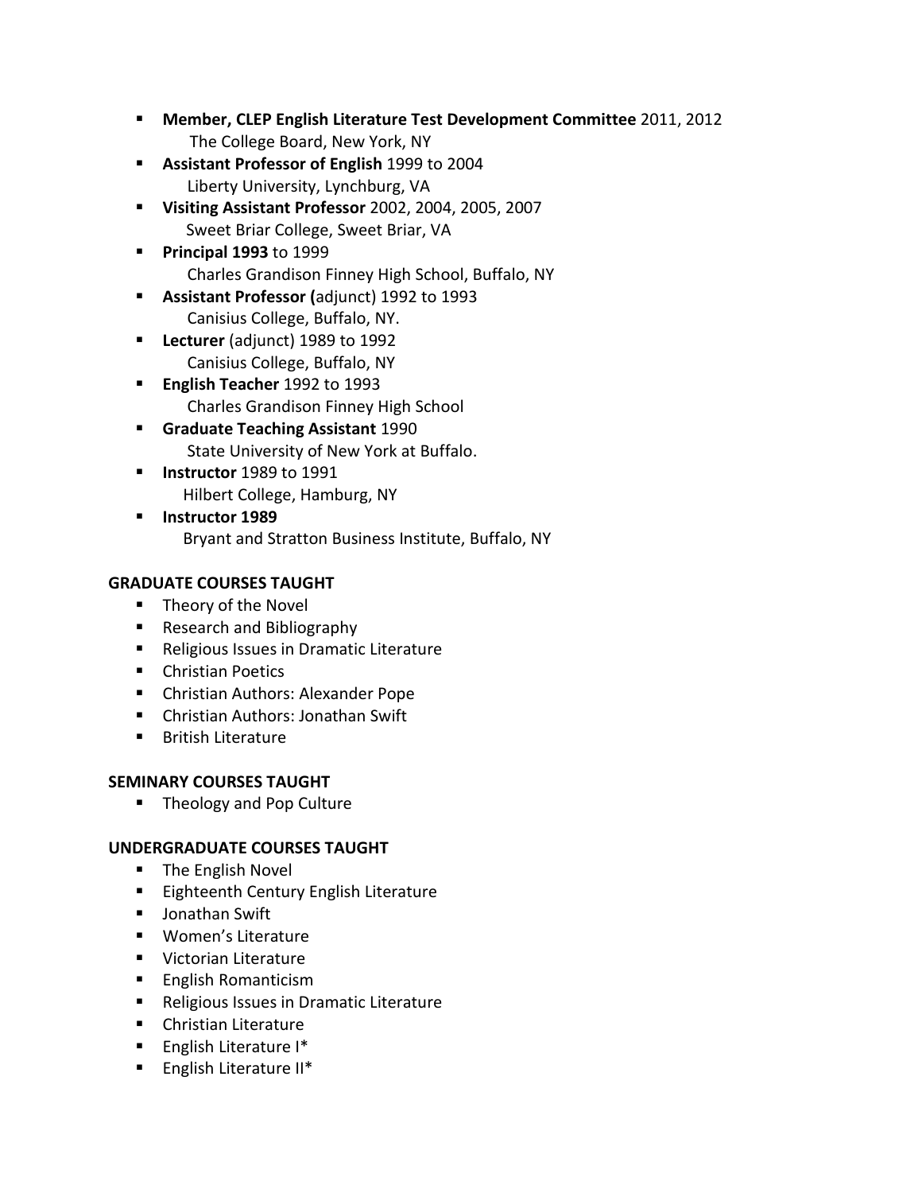- **Member, CLEP English Literature Test Development Committee** 2011, 2012
  The College Board, New York, NY
- **Assistant Professor of English** 1999 to 2004
  Liberty University, Lynchburg, VA
- **Visiting Assistant Professor** 2002, 2004, 2005, 2007
  Sweet Briar College, Sweet Briar, VA
- **Principal 1993** to 1999
  Charles Grandison Finney High School, Buffalo, NY
- **Assistant Professor (**adjunct) 1992 to 1993
  Canisius College, Buffalo, NY.
- **Lecturer** (adjunct) 1989 to 1992
  Canisius College, Buffalo, NY
- **English Teacher** 1992 to 1993
  Charles Grandison Finney High School
- **Graduate Teaching Assistant** 1990
  State University of New York at Buffalo.
- **Instructor** 1989 to 1991
  Hilbert College, Hamburg, NY
- **Instructor 1989**
  Bryant and Stratton Business Institute, Buffalo, NY

**GRADUATE COURSES TAUGHT**

- Theory of the Novel
- Research and Bibliography
- Religious Issues in Dramatic Literature
- Christian Poetics
- Christian Authors: Alexander Pope
- Christian Authors: Jonathan Swift
- British Literature

**SEMINARY COURSES TAUGHT**

- Theology and Pop Culture

**UNDERGRADUATE COURSES TAUGHT**

- The English Novel
- Eighteenth Century English Literature
- Jonathan Swift
- Women's Literature
- Victorian Literature
- English Romanticism
- Religious Issues in Dramatic Literature
- Christian Literature
- English Literature I*
- English Literature II*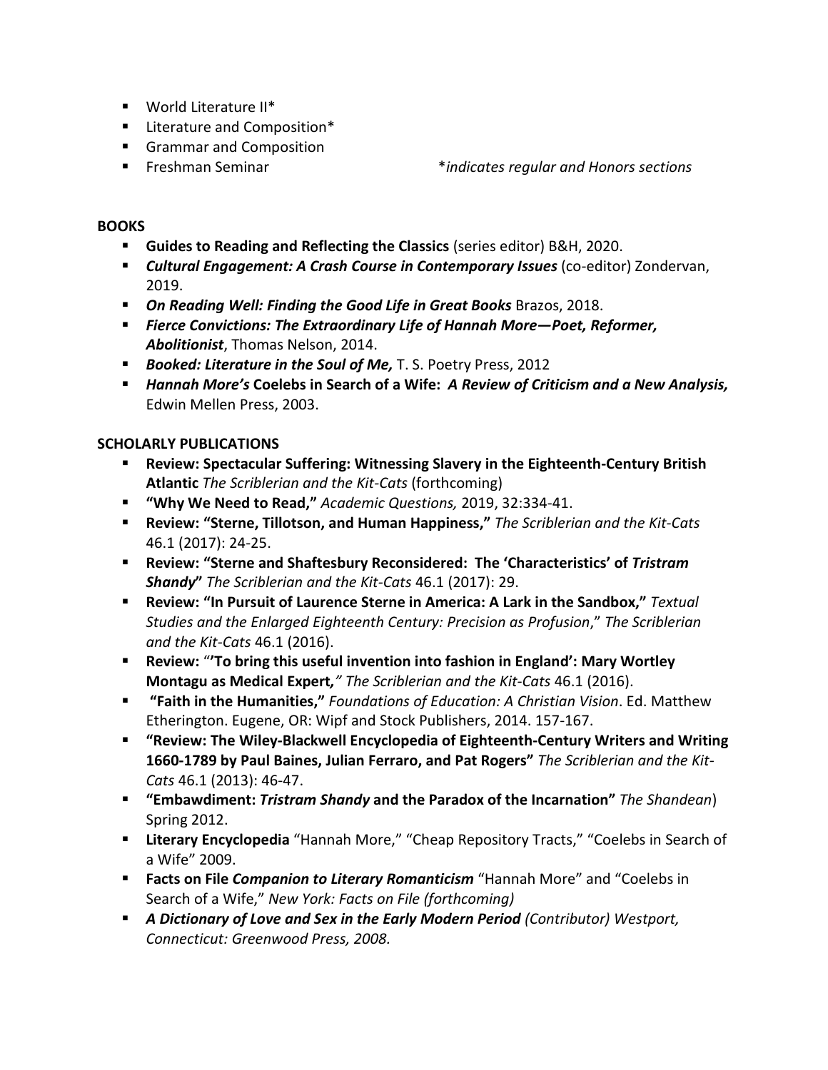- World Literature II*
- Literature and Composition*
- Grammar and Composition
- Freshman Seminar

*indicates regular and Honors sections*

**BOOKS**

- **Guides to Reading and Reflecting the Classics** (series editor) B&H, 2020.
- ***Cultural Engagement: A Crash Course in Contemporary Issues*** (co-editor) Zondervan, 2019.
- ***On Reading Well: Finding the Good Life in Great Books*** Brazos, 2018.
- ***Fierce Convictions: The Extraordinary Life of Hannah More—Poet, Reformer, Abolitionist***, Thomas Nelson, 2014.
- ***Booked: Literature in the Soul of Me,*** T. S. Poetry Press, 2012
- ***Hannah More's* Coelebs in Search of a Wife: *A Review of Criticism and a New Analysis,*** Edwin Mellen Press, 2003.

**SCHOLARLY PUBLICATIONS**

- **Review: Spectacular Suffering: Witnessing Slavery in the Eighteenth-Century British Atlantic** *The Scriblerian and the Kit-Cats* (forthcoming)
- **"Why We Need to Read,"** *Academic Questions,* 2019, 32:334-41.
- **Review: "Sterne, Tillotson, and Human Happiness,"** *The Scriblerian and the Kit-Cats* 46.1 (2017): 24-25.
- **Review: "Sterne and Shaftesbury Reconsidered: The 'Characteristics' of *Tristram Shandy*"** *The Scriblerian and the Kit-Cats* 46.1 (2017): 29.
- **Review: "In Pursuit of Laurence Sterne in America: A Lark in the Sandbox,"** *Textual Studies and the Enlarged Eighteenth Century: Precision as Profusion*," *The Scriblerian and the Kit-Cats* 46.1 (2016).
- **Review: "'To bring this useful invention into fashion in England': Mary Wortley Montagu as Medical Expert***,"* *The Scriblerian and the Kit-Cats* 46.1 (2016).
- **"Faith in the Humanities,"** *Foundations of Education: A Christian Vision*. Ed. Matthew Etherington. Eugene, OR: Wipf and Stock Publishers, 2014. 157-167.
- **"Review: The Wiley-Blackwell Encyclopedia of Eighteenth-Century Writers and Writing 1660-1789 by Paul Baines, Julian Ferraro, and Pat Rogers"** *The Scriblerian and the Kit-Cats* 46.1 (2013): 46-47.
- **"Embawdiment: *Tristram Shandy* and the Paradox of the Incarnation"** *The Shandean*) Spring 2012.
- **Literary Encyclopedia** "Hannah More," "Cheap Repository Tracts," "Coelebs in Search of a Wife" 2009.
- **Facts on File *Companion to Literary Romanticism*** "Hannah More" and "Coelebs in Search of a Wife," *New York: Facts on File (forthcoming)*
- ***A Dictionary of Love and Sex in the Early Modern Period*** *(Contributor) Westport, Connecticut: Greenwood Press, 2008.*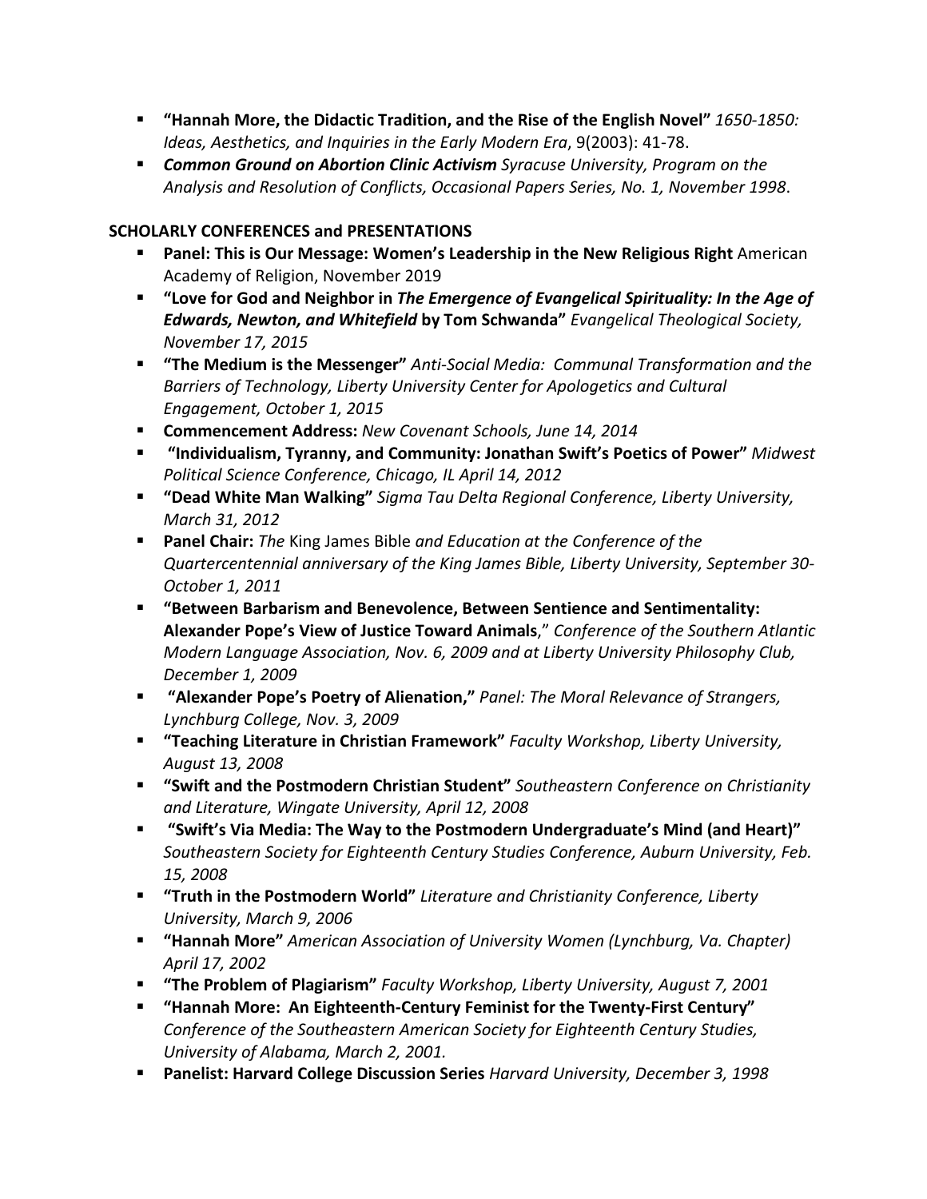- **"Hannah More, the Didactic Tradition, and the Rise of the English Novel"** *1650-1850: Ideas, Aesthetics, and Inquiries in the Early Modern Era*, 9(2003): 41-78.
- ***Common Ground on Abortion Clinic Activism*** *Syracuse University, Program on the Analysis and Resolution of Conflicts, Occasional Papers Series, No. 1, November 1998*.

**SCHOLARLY CONFERENCES and PRESENTATIONS**

- **Panel: This is Our Message: Women's Leadership in the New Religious Right** American Academy of Religion, November 2019
- **"Love for God and Neighbor in *The Emergence of Evangelical Spirituality: In the Age of Edwards, Newton, and Whitefield* by Tom Schwanda"** *Evangelical Theological Society, November 17, 2015*
- **"The Medium is the Messenger"** *Anti-Social Media: Communal Transformation and the Barriers of Technology, Liberty University Center for Apologetics and Cultural Engagement, October 1, 2015*
- **Commencement Address:** *New Covenant Schools, June 14, 2014*
- **"Individualism, Tyranny, and Community: Jonathan Swift's Poetics of Power"** *Midwest Political Science Conference, Chicago, IL April 14, 2012*
- **"Dead White Man Walking"** *Sigma Tau Delta Regional Conference, Liberty University, March 31, 2012*
- **Panel Chair:** *The* King James Bible *and Education at the Conference of the Quartercentennial anniversary of the King James Bible, Liberty University, September 30-October 1, 2011*
- **"Between Barbarism and Benevolence, Between Sentience and Sentimentality: Alexander Pope's View of Justice Toward Animals**," *Conference of the Southern Atlantic Modern Language Association, Nov. 6, 2009 and at Liberty University Philosophy Club, December 1, 2009*
- **"Alexander Pope's Poetry of Alienation,"** *Panel: The Moral Relevance of Strangers, Lynchburg College, Nov. 3, 2009*
- **"Teaching Literature in Christian Framework"** *Faculty Workshop, Liberty University, August 13, 2008*
- **"Swift and the Postmodern Christian Student"** *Southeastern Conference on Christianity and Literature, Wingate University, April 12, 2008*
- **"Swift's Via Media: The Way to the Postmodern Undergraduate's Mind (and Heart)"** *Southeastern Society for Eighteenth Century Studies Conference, Auburn University, Feb. 15, 2008*
- **"Truth in the Postmodern World"** *Literature and Christianity Conference, Liberty University, March 9, 2006*
- **"Hannah More"** *American Association of University Women (Lynchburg, Va. Chapter) April 17, 2002*
- **"The Problem of Plagiarism"** *Faculty Workshop, Liberty University, August 7, 2001*
- **"Hannah More: An Eighteenth-Century Feminist for the Twenty-First Century"** *Conference of the Southeastern American Society for Eighteenth Century Studies, University of Alabama, March 2, 2001.*
- **Panelist: Harvard College Discussion Series** *Harvard University, December 3, 1998*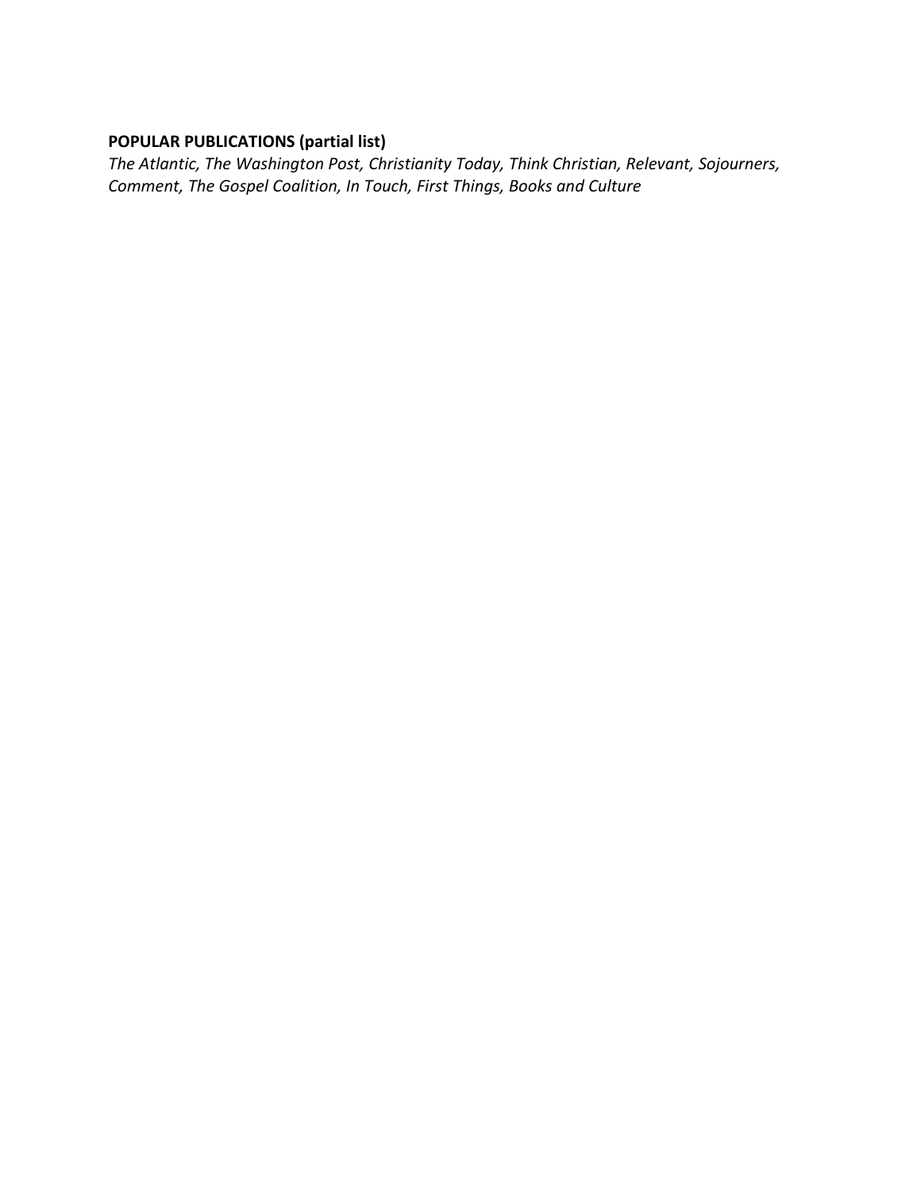**POPULAR PUBLICATIONS (partial list)**

*The Atlantic, The Washington Post, Christianity Today, Think Christian, Relevant, Sojourners, Comment, The Gospel Coalition, In Touch, First Things, Books and Culture*